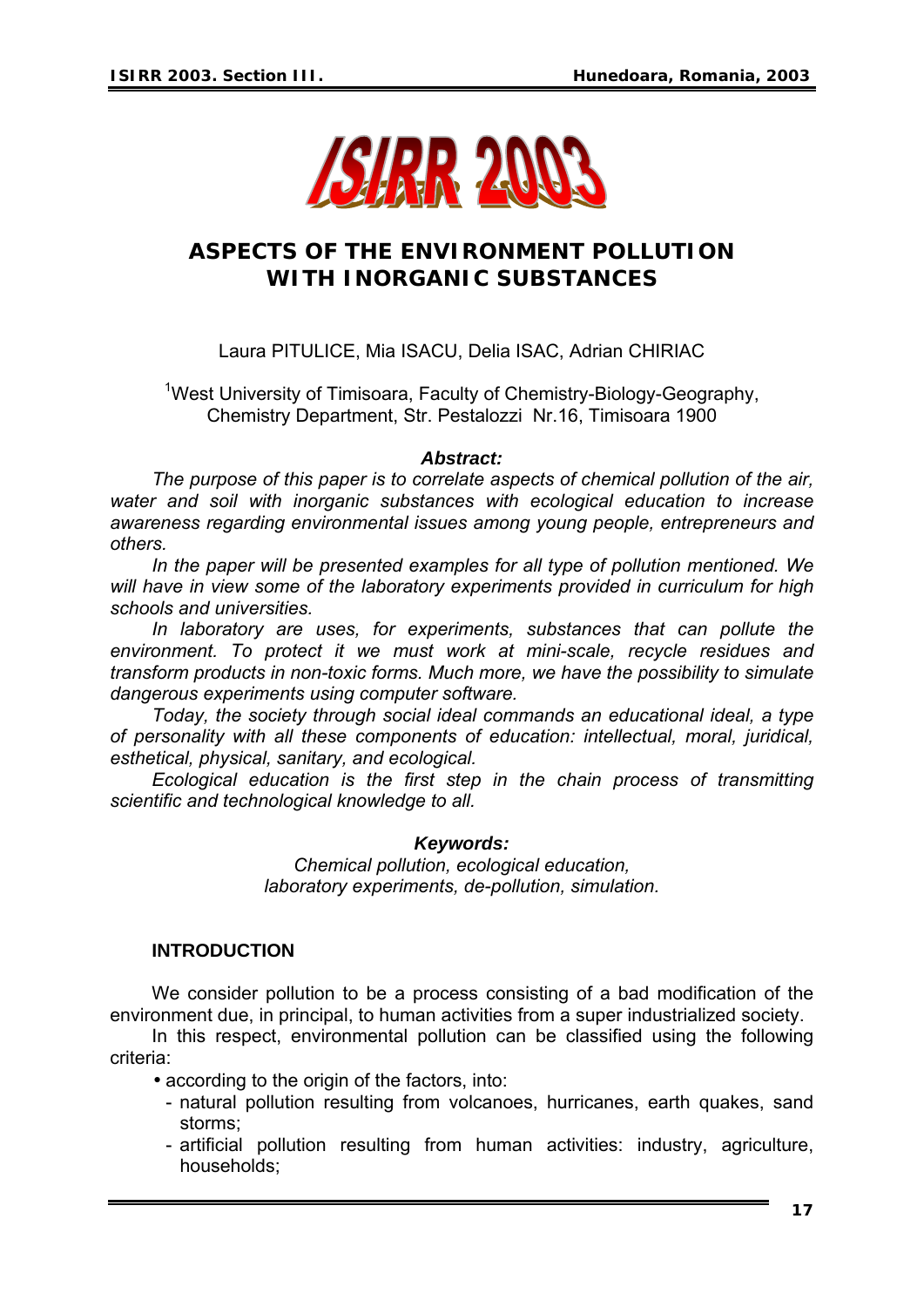# ASPECTS OF THE ENVIRONMENT POLLUTION WITH INORGANIC SUBSTANCES

Laura PITULICE, Mia ISACU, Delia ISAC, Adrian CHIRIAC

[1]West University of Timisoara, Faculty of Chemistry-Biology-Geography, Chemistry Department, Str. Pestalozzi Nr.16, Timisoara 1900

***Abstract:***

*The purpose of this paper is to correlate aspects of chemical pollution of the air, water and soil with inorganic substances with ecological education to increase awareness regarding environmental issues among young people, entrepreneurs and others.*

*In the paper will be presented examples for all type of pollution mentioned. We will have in view some of the laboratory experiments provided in curriculum for high schools and universities.*

*In laboratory are uses, for experiments, substances that can pollute the environment. To protect it we must work at mini-scale, recycle residues and transform products in non-toxic forms. Much more, we have the possibility to simulate dangerous experiments using computer software.*

*Today, the society through social ideal commands an educational ideal, a type of personality with all these components of education: intellectual, moral, juridical, esthetical, physical, sanitary, and ecological.*

*Ecological education is the first step in the chain process of transmitting scientific and technological knowledge to all.*

***Keywords:***

*Chemical pollution, ecological education, laboratory experiments, de-pollution, simulation.*

## INTRODUCTION

We consider pollution to be a process consisting of a bad modification of the environment due, in principal, to human activities from a super industrialized society.

In this respect, environmental pollution can be classified using the following criteria:

- according to the origin of the factors, into:
  - natural pollution resulting from volcanoes, hurricanes, earth quakes, sand storms;
  - artificial pollution resulting from human activities: industry, agriculture, households;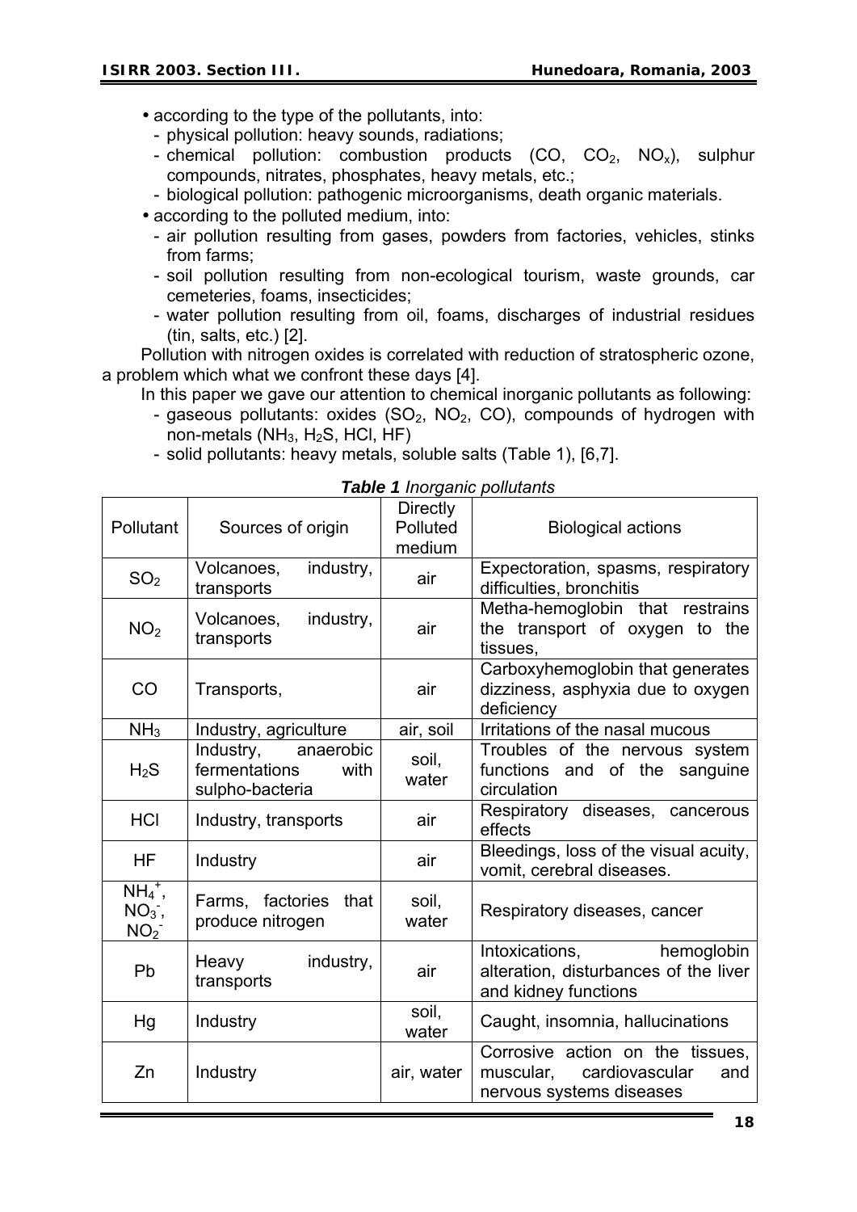- according to the type of the pollutants, into:
  - physical pollution: heavy sounds, radiations;
  - chemical pollution: combustion products ($CO$, $CO_2$, $NO_x$), sulphur compounds, nitrates, phosphates, heavy metals, etc.;
  - biological pollution: pathogenic microorganisms, death organic materials.
- according to the polluted medium, into:
  - air pollution resulting from gases, powders from factories, vehicles, stinks from farms;
  - soil pollution resulting from non-ecological tourism, waste grounds, car cemeteries, foams, insecticides;
  - water pollution resulting from oil, foams, discharges of industrial residues (tin, salts, etc.) [2].

Pollution with nitrogen oxides is correlated with reduction of stratospheric ozone, a problem which what we confront these days [4].

In this paper we gave our attention to chemical inorganic pollutants as following:

- gaseous pollutants: oxides ($SO_2$, $NO_2$, CO), compounds of hydrogen with non-metals ($NH_3$, $H_2S$, HCl, HF)
- solid pollutants: heavy metals, soluble salts (Table 1), [6,7].

***Table 1** Inorganic pollutants*

| Pollutant | Sources of origin | Directly Polluted medium | Biological actions |
|---|---|---|---|
| $SO_2$ | Volcanoes, industry, transports | air | Expectoration, spasms, respiratory difficulties, bronchitis |
| $NO_2$ | Volcanoes, industry, transports | air | Metha-hemoglobin that restrains the transport of oxygen to the tissues, |
| CO | Transports, | air | Carboxyhemoglobin that generates dizziness, asphyxia due to oxygen deficiency |
| $NH_3$ | Industry, agriculture | air, soil | Irritations of the nasal mucous |
| $H_2S$ | Industry, anaerobic fermentations with sulpho-bacteria | soil, water | Troubles of the nervous system functions and of the sanguine circulation |
| HCl | Industry, transports | air | Respiratory diseases, cancerous effects |
| HF | Industry | air | Bleedings, loss of the visual acuity, vomit, cerebral diseases. |
| $NH_4^+$, $NO_3^-$, $NO_2^-$ | Farms, factories that produce nitrogen | soil, water | Respiratory diseases, cancer |
| Pb | Heavy industry, transports | air | Intoxications, hemoglobin alteration, disturbances of the liver and kidney functions |
| Hg | Industry | soil, water | Caught, insomnia, hallucinations |
| Zn | Industry | air, water | Corrosive action on the tissues, muscular, cardiovascular and nervous systems diseases |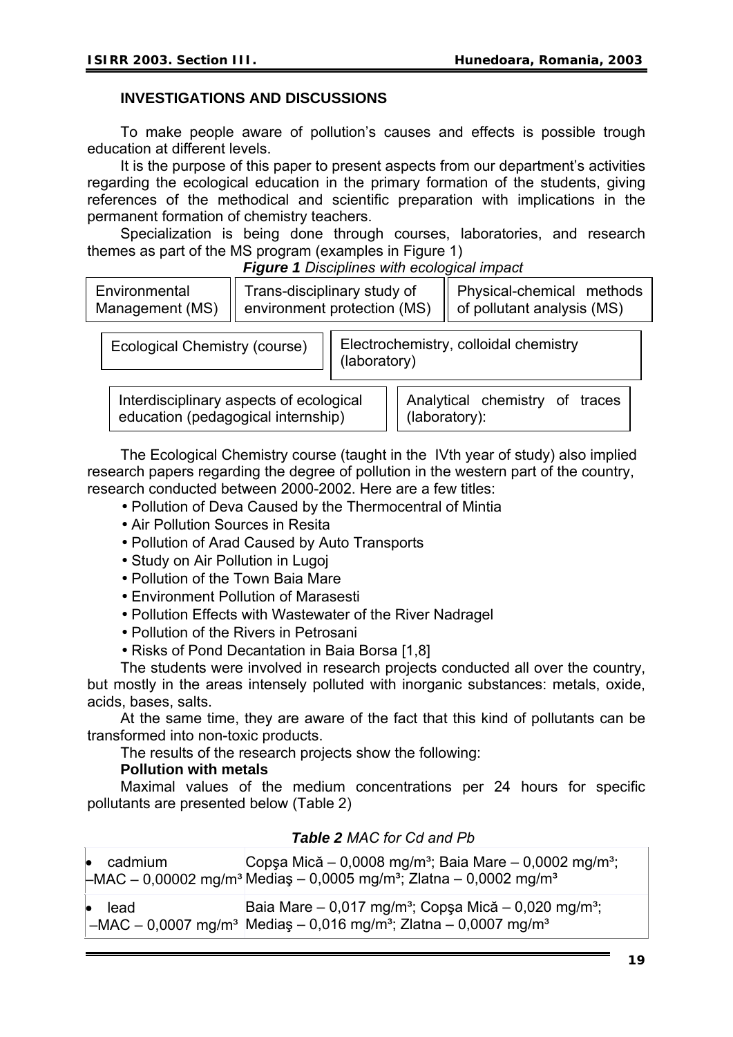## INVESTIGATIONS AND DISCUSSIONS

To make people aware of pollution's causes and effects is possible trough education at different levels.

It is the purpose of this paper to present aspects from our department's activities regarding the ecological education in the primary formation of the students, giving references of the methodical and scientific preparation with implications in the permanent formation of chemistry teachers.

Specialization is being done through courses, laboratories, and research themes as part of the MS program (examples in Figure 1)

***Figure 1** Disciplines with ecological impact*

Environmental Management (MS)

Trans-disciplinary study of environment protection (MS)

Physical-chemical methods of pollutant analysis (MS)

Ecological Chemistry (course)

Electrochemistry, colloidal chemistry (laboratory)

Interdisciplinary aspects of ecological education (pedagogical internship)

Analytical chemistry of traces (laboratory):

The Ecological Chemistry course (taught in the IVth year of study) also implied research papers regarding the degree of pollution in the western part of the country, research conducted between 2000-2002. Here are a few titles:

- Pollution of Deva Caused by the Thermocentral of Mintia
- Air Pollution Sources in Resita
- Pollution of Arad Caused by Auto Transports
- Study on Air Pollution in Lugoj
- Pollution of the Town Baia Mare
- Environment Pollution of Marasesti
- Pollution Effects with Wastewater of the River Nadragel
- Pollution of the Rivers in Petrosani
- Risks of Pond Decantation in Baia Borsa [1,8]

The students were involved in research projects conducted all over the country, but mostly in the areas intensely polluted with inorganic substances: metals, oxide, acids, bases, salts.

At the same time, they are aware of the fact that this kind of pollutants can be transformed into non-toxic products.

The results of the research projects show the following:

**Pollution with metals**

Maximal values of the medium concentrations per 24 hours for specific pollutants are presented below (Table 2)

***Table 2** MAC for Cd and Pb*

| | |
|---|---|
| • cadmium –MAC – 0,00002 mg/m³ | Copşa Mică – 0,0008 mg/m³; Baia Mare – 0,0002 mg/m³; Mediaş – 0,0005 mg/m³; Zlatna – 0,0002 mg/m³ |
| • lead –MAC – 0,0007 mg/m³ | Baia Mare – 0,017 mg/m³; Copşa Mică – 0,020 mg/m³; Mediaş – 0,016 mg/m³; Zlatna – 0,0007 mg/m³ |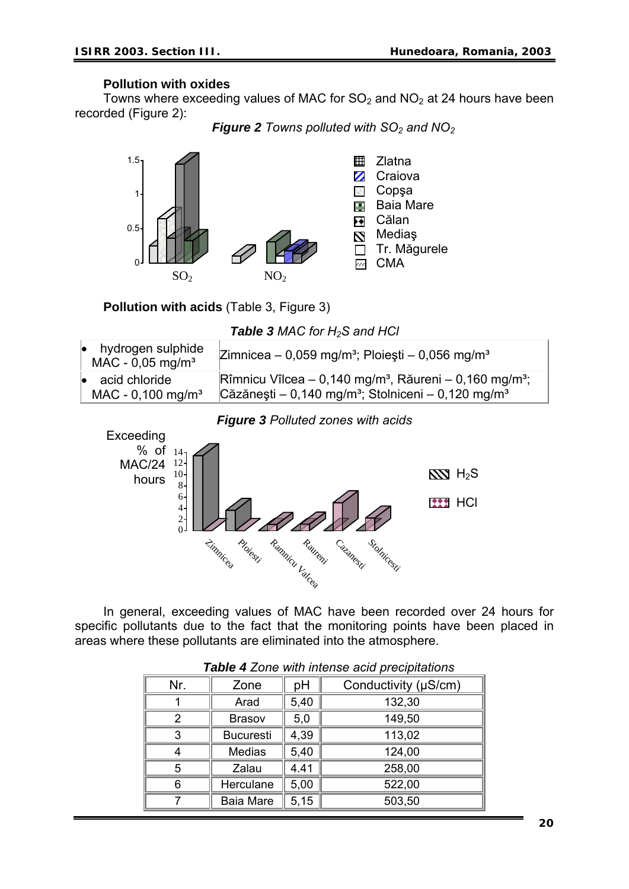**Pollution with oxides**

Towns where exceeding values of MAC for $SO_2$ and $NO_2$ at 24 hours have been recorded (Figure 2):

***Figure 2*** *Towns polluted with $SO_2$ and $NO_2$*

1.5
1
0.5
0
$SO_2$
$NO_2$
Zlatna
Craiova
Copşa
Baia Mare
Călan
Mediaş
Tr. Măgurele
CMA

**Pollution with acids** (Table 3, Figure 3)

***Table 3*** *MAC for $H_2S$ and HCl*

| | |
|---|---|
| • hydrogen sulphide MAC - 0,05 mg/m³ | Zimnicea – 0,059 mg/m³; Ploieşti – 0,056 mg/m³ |
| • acid chloride MAC - 0,100 mg/m³ | Rîmnicu Vîlcea – 0,140 mg/m³, Răureni – 0,160 mg/m³; Căzăneşti – 0,140 mg/m³; Stolniceni – 0,120 mg/m³ |

***Figure 3*** *Polluted zones with acids*

Exceeding % of MAC/24 hours
14
12
10
8
6
4
2
0
Zimnicea
Ploiesti
Ramnicu Valcea
Raureni
Cazanesti
Stolnicesti
$H_2S$
HCl

In general, exceeding values of MAC have been recorded over 24 hours for specific pollutants due to the fact that the monitoring points have been placed in areas where these pollutants are eliminated into the atmosphere.

***Table 4*** *Zone with intense acid precipitations*

| Nr. | Zone | pH | Conductivity (µS/cm) |
|---|---|---|---|
| 1 | Arad | 5,40 | 132,30 |
| 2 | Brasov | 5,0 | 149,50 |
| 3 | Bucuresti | 4,39 | 113,02 |
| 4 | Medias | 5,40 | 124,00 |
| 5 | Zalau | 4.41 | 258,00 |
| 6 | Herculane | 5,00 | 522,00 |
| 7 | Baia Mare | 5,15 | 503,50 |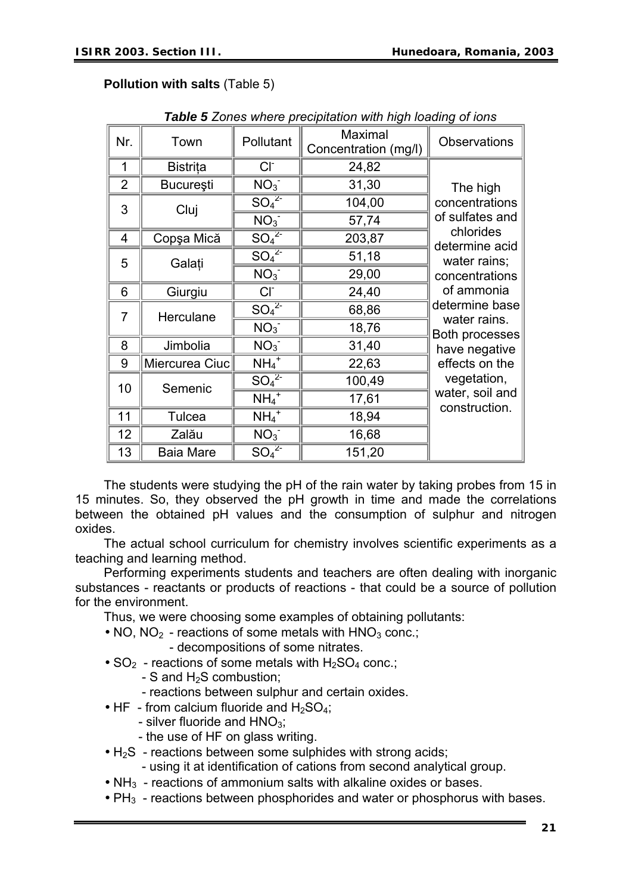**Pollution with salts** (Table 5)

***Table 5*** *Zones where precipitation with high loading of ions*

| Nr. | Town | Pollutant | Maximal Concentration (mg/l) | Observations |
|---|---|---|---|---|
| 1 | Bistrița | $Cl^-$ | 24,82 | The high concentrations of sulfates and chlorides determine acid water rains; concentrations of ammonia determine base water rains. Both processes have negative effects on the vegetation, water, soil and construction. |
| 2 | Bucureşti | $NO_3^-$ | 31,30 | |
| 3 | Cluj | $SO_4^{2-}$ | 104,00 | |
| | | $NO_3^-$ | 57,74 | |
| 4 | Copşa Mică | $SO_4^{2-}$ | 203,87 | |
| 5 | Galați | $SO_4^{2-}$ | 51,18 | |
| | | $NO_3^-$ | 29,00 | |
| 6 | Giurgiu | $Cl^-$ | 24,40 | |
| 7 | Herculane | $SO_4^{2-}$ | 68,86 | |
| | | $NO_3^-$ | 18,76 | |
| 8 | Jimbolia | $NO_3^-$ | 31,40 | |
| 9 | Miercurea Ciuc | $NH_4^+$ | 22,63 | |
| 10 | Semenic | $SO_4^{2-}$ | 100,49 | |
| | | $NH_4^+$ | 17,61 | |
| 11 | Tulcea | $NH_4^+$ | 18,94 | |
| 12 | Zalău | $NO_3^-$ | 16,68 | |
| 13 | Baia Mare | $SO_4^{2-}$ | 151,20 | |

The students were studying the pH of the rain water by taking probes from 15 in 15 minutes. So, they observed the pH growth in time and made the correlations between the obtained pH values and the consumption of sulphur and nitrogen oxides.

The actual school curriculum for chemistry involves scientific experiments as a teaching and learning method.

Performing experiments students and teachers are often dealing with inorganic substances - reactants or products of reactions - that could be a source of pollution for the environment.

Thus, we were choosing some examples of obtaining pollutants:

- $NO$, $NO_2$ - reactions of some metals with $HNO_3$ conc.;
  - decompositions of some nitrates.
- $SO_2$ - reactions of some metals with $H_2SO_4$ conc.;
  - S and $H_2S$ combustion;
  - reactions between sulphur and certain oxides.
- $HF$ - from calcium fluoride and $H_2SO_4$;
  - silver fluoride and $HNO_3$;
  - the use of HF on glass writing.
- $H_2S$ - reactions between some sulphides with strong acids;
  - using it at identification of cations from second analytical group.
- $NH_3$ - reactions of ammonium salts with alkaline oxides or bases.
- $PH_3$ - reactions between phosphorides and water or phosphorus with bases.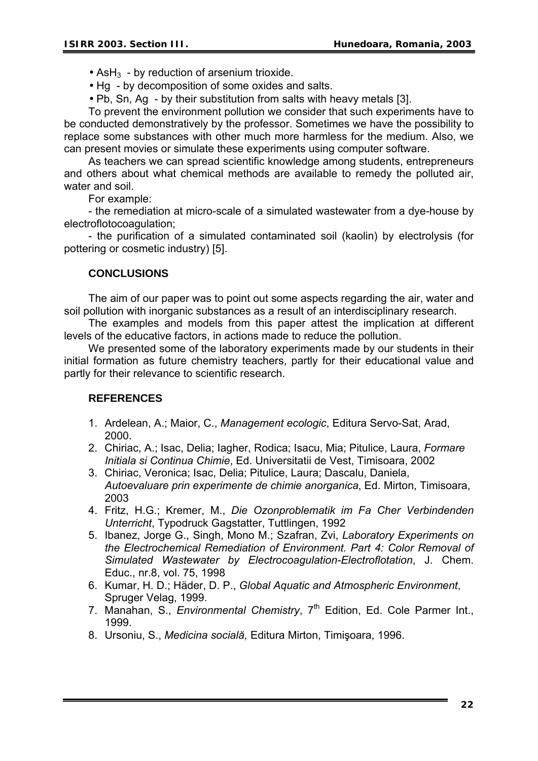- $AsH_3$ - by reduction of arsenium trioxide.
- Hg - by decomposition of some oxides and salts.
- Pb, Sn, Ag - by their substitution from salts with heavy metals [3].

To prevent the environment pollution we consider that such experiments have to be conducted demonstratively by the professor. Sometimes we have the possibility to replace some substances with other much more harmless for the medium. Also, we can present movies or simulate these experiments using computer software.

As teachers we can spread scientific knowledge among students, entrepreneurs and others about what chemical methods are available to remedy the polluted air, water and soil.

For example:

- the remediation at micro-scale of a simulated wastewater from a dye-house by electroflotocoagulation;

- the purification of a simulated contaminated soil (kaolin) by electrolysis (for pottering or cosmetic industry) [5].

## CONCLUSIONS

The aim of our paper was to point out some aspects regarding the air, water and soil pollution with inorganic substances as a result of an interdisciplinary research.

The examples and models from this paper attest the implication at different levels of the educative factors, in actions made to reduce the pollution.

We presented some of the laboratory experiments made by our students in their initial formation as future chemistry teachers, partly for their educational value and partly for their relevance to scientific research.

## REFERENCES

1. Ardelean, A.; Maior, C., *Management ecologic*, Editura Servo-Sat, Arad, 2000.
2. Chiriac, A.; Isac, Delia; Iagher, Rodica; Isacu, Mia; Pitulice, Laura, *Formare Initiala si Continua Chimie*, Ed. Universitatii de Vest, Timisoara, 2002
3. Chiriac, Veronica; Isac, Delia; Pitulice, Laura; Dascalu, Daniela, *Autoevaluare prin experimente de chimie anorganica*, Ed. Mirton, Timisoara, 2003
4. Fritz, H.G.; Kremer, M., *Die Ozonproblematik im Fa Cher Verbindenden Unterricht*, Typodruck Gagstatter, Tuttlingen, 1992
5. Ibanez, Jorge G., Singh, Mono M.; Szafran, Zvi, *Laboratory Experiments on the Electrochemical Remediation of Environment. Part 4: Color Removal of Simulated Wastewater by Electrocoagulation-Electroflotation*, J. Chem. Educ., nr.8, vol. 75, 1998
6. Kumar, H. D.; Häder, D. P., *Global Aquatic and Atmospheric Environment*, Spruger Velag, 1999.
7. Manahan, S., *Environmental Chemistry*, 7th Edition, Ed. Cole Parmer Int., 1999.
8. Ursoniu, S., *Medicina socială,* Editura Mirton, Timişoara, 1996.